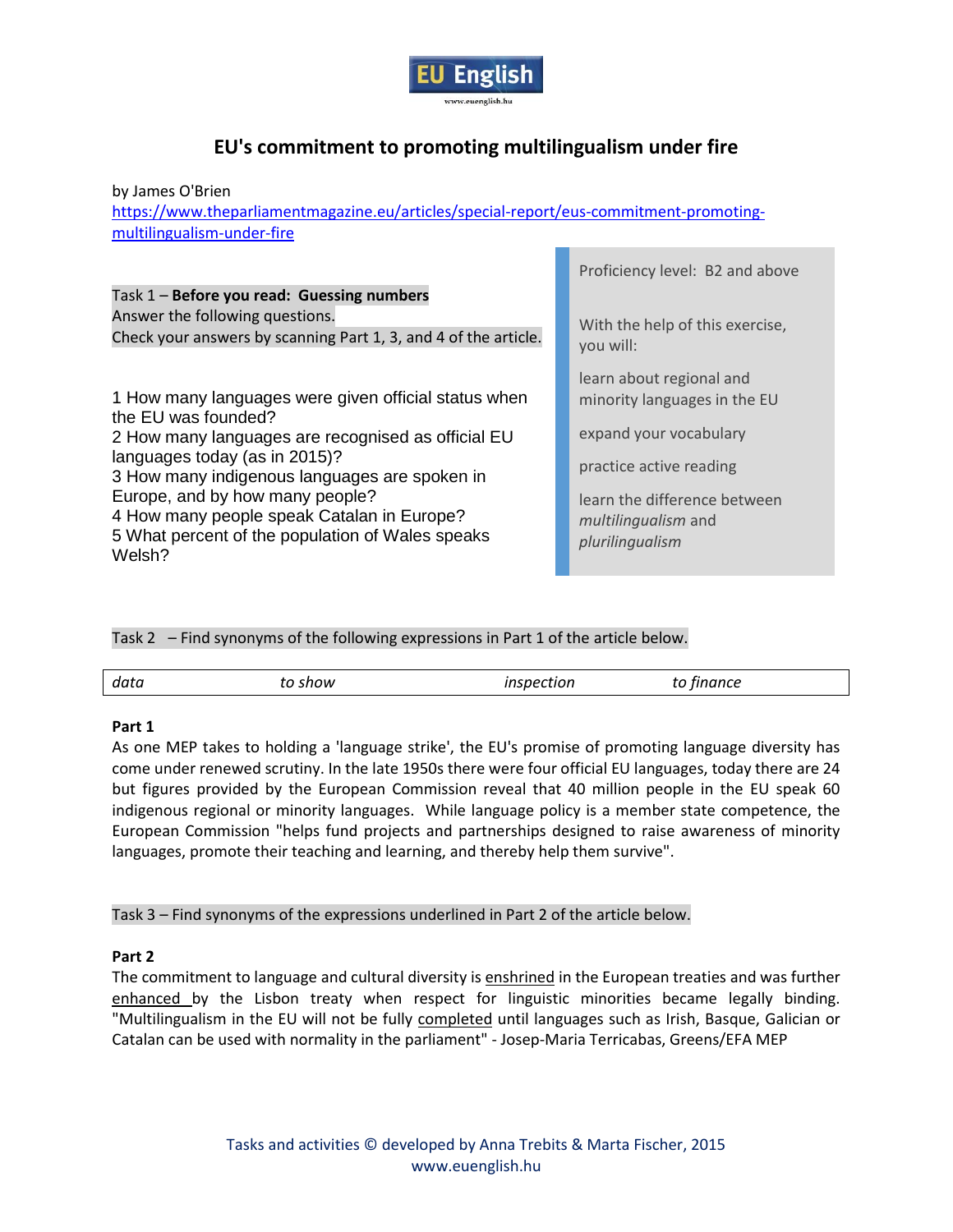EU English

www.euenglish.hu

# EU's commitment to promoting multilingualism under fire

by James O'Brien

https://www.theparliamentmagazine.eu/articles/special-report/eus-commitment-promoting-multilingualism-under-fire

Proficiency level: B2 and above

With the help of this exercise, you will:

learn about regional and minority languages in the EU

expand your vocabulary

practice active reading

learn the difference between *multilingualism* and *plurilingualism*

Task 1 – **Before you read: Guessing numbers**

Answer the following questions.

Check your answers by scanning Part 1, 3, and 4 of the article.

1 How many languages were given official status when the EU was founded?

2 How many languages are recognised as official EU languages today (as in 2015)?

3 How many indigenous languages are spoken in Europe, and by how many people?

4 How many people speak Catalan in Europe?

5 What percent of the population of Wales speaks Welsh?

Task 2 – Find synonyms of the following expressions in Part 1 of the article below.

| *data* | *to show* | *inspection* | *to finance* |
|---|---|---|---|

**Part 1**

As one MEP takes to holding a 'language strike', the EU's promise of promoting language diversity has come under renewed scrutiny. In the late 1950s there were four official EU languages, today there are 24 but figures provided by the European Commission reveal that 40 million people in the EU speak 60 indigenous regional or minority languages. While language policy is a member state competence, the European Commission "helps fund projects and partnerships designed to raise awareness of minority languages, promote their teaching and learning, and thereby help them survive".

Task 3 – Find synonyms of the expressions underlined in Part 2 of the article below.

**Part 2**

The commitment to language and cultural diversity is <u>enshrined</u> in the European treaties and was further <u>enhanced</u> by the Lisbon treaty when respect for linguistic minorities became legally binding. "Multilingualism in the EU will not be fully <u>completed</u> until languages such as Irish, Basque, Galician or Catalan can be used with normality in the parliament" - Josep-Maria Terricabas, Greens/EFA MEP

Tasks and activities © developed by Anna Trebits & Marta Fischer, 2015
www.euenglish.hu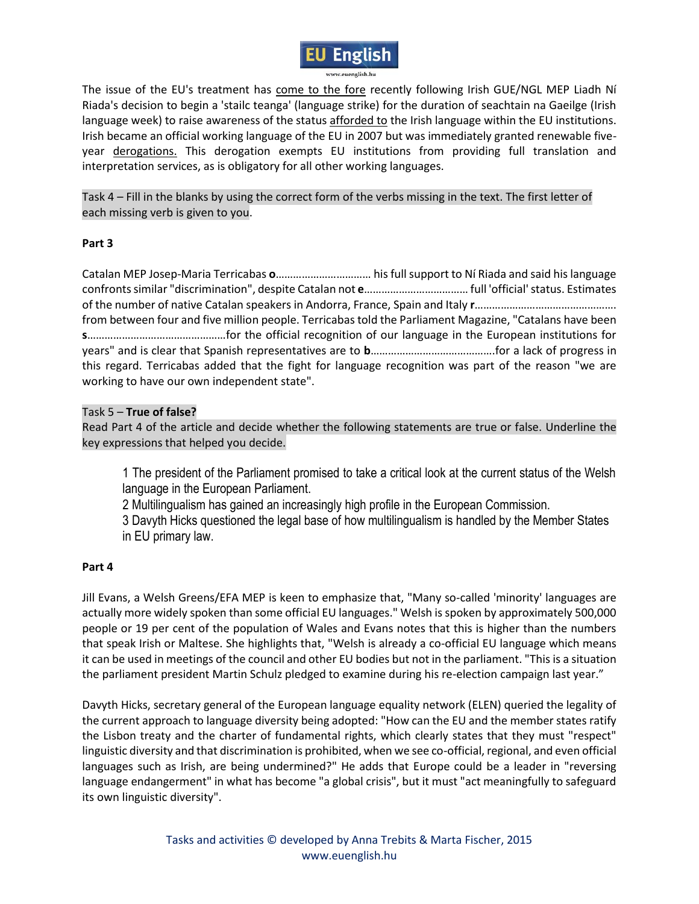The issue of the EU's treatment has <u>come to the fore</u> recently following Irish GUE/NGL MEP Liadh Ní Riada's decision to begin a 'stailc teanga' (language strike) for the duration of seachtain na Gaeilge (Irish language week) to raise awareness of the status <u>afforded to</u> the Irish language within the EU institutions. Irish became an official working language of the EU in 2007 but was immediately granted renewable five-year <u>derogations.</u> This derogation exempts EU institutions from providing full translation and interpretation services, as is obligatory for all other working languages.

Task 4 – Fill in the blanks by using the correct form of the verbs missing in the text. The first letter of each missing verb is given to you.

**Part 3**

Catalan MEP Josep-Maria Terricabas **o**…………………………… his full support to Ní Riada and said his language confronts similar "discrimination", despite Catalan not **e**……………………………… full 'official' status. Estimates of the number of native Catalan speakers in Andorra, France, Spain and Italy **r**………………………………………… from between four and five million people. Terricabas told the Parliament Magazine, "Catalans have been **s**…………………………………………for the official recognition of our language in the European institutions for years" and is clear that Spanish representatives are to **b**……………………………………for a lack of progress in this regard. Terricabas added that the fight for language recognition was part of the reason "we are working to have our own independent state".

Task 5 – **True of false?**

Read Part 4 of the article and decide whether the following statements are true or false. Underline the key expressions that helped you decide.

1 The president of the Parliament promised to take a critical look at the current status of the Welsh language in the European Parliament.

2 Multilingualism has gained an increasingly high profile in the European Commission.

3 Davyth Hicks questioned the legal base of how multilingualism is handled by the Member States in EU primary law.

**Part 4**

Jill Evans, a Welsh Greens/EFA MEP is keen to emphasize that, "Many so-called 'minority' languages are actually more widely spoken than some official EU languages." Welsh is spoken by approximately 500,000 people or 19 per cent of the population of Wales and Evans notes that this is higher than the numbers that speak Irish or Maltese. She highlights that, "Welsh is already a co-official EU language which means it can be used in meetings of the council and other EU bodies but not in the parliament. "This is a situation the parliament president Martin Schulz pledged to examine during his re-election campaign last year."

Davyth Hicks, secretary general of the European language equality network (ELEN) queried the legality of the current approach to language diversity being adopted: "How can the EU and the member states ratify the Lisbon treaty and the charter of fundamental rights, which clearly states that they must "respect" linguistic diversity and that discrimination is prohibited, when we see co-official, regional, and even official languages such as Irish, are being undermined?" He adds that Europe could be a leader in "reversing language endangerment" in what has become "a global crisis", but it must "act meaningfully to safeguard its own linguistic diversity".

Tasks and activities © developed by Anna Trebits & Marta Fischer, 2015
www.euenglish.hu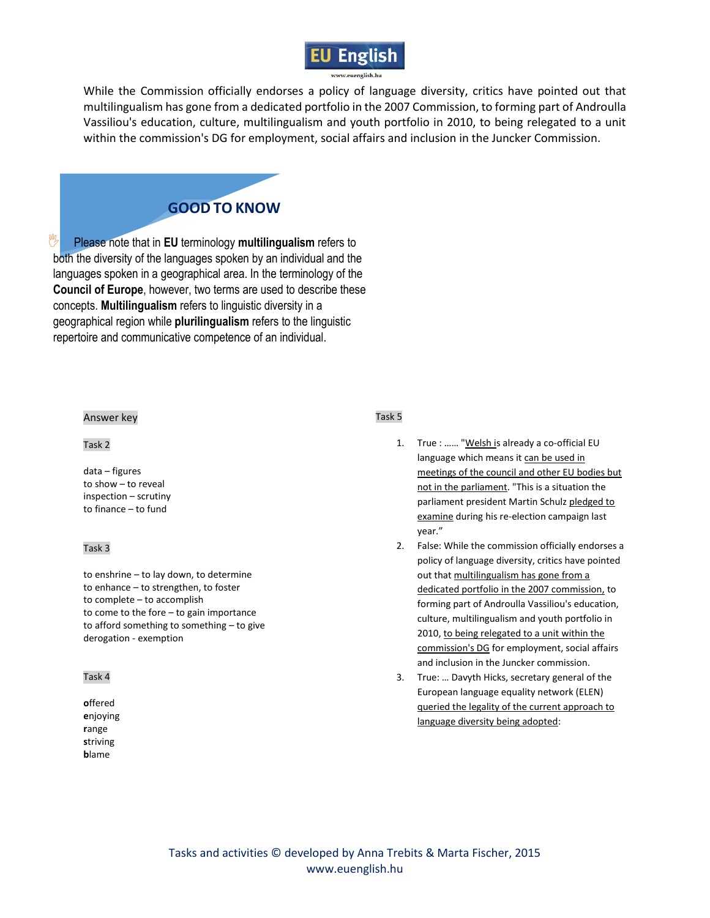While the Commission officially endorses a policy of language diversity, critics have pointed out that multilingualism has gone from a dedicated portfolio in the 2007 Commission, to forming part of Androulla Vassiliou's education, culture, multilingualism and youth portfolio in 2010, to being relegated to a unit within the commission's DG for employment, social affairs and inclusion in the Juncker Commission.

## GOOD TO KNOW

Please note that in **EU** terminology **multilingualism** refers to both the diversity of the languages spoken by an individual and the languages spoken in a geographical area. In the terminology of the **Council of Europe**, however, two terms are used to describe these concepts. **Multilingualism** refers to linguistic diversity in a geographical region while **plurilingualism** refers to the linguistic repertoire and communicative competence of an individual.

## Answer key

### Task 2

data – figures
to show – to reveal
inspection – scrutiny
to finance – to fund

### Task 3

to enshrine – to lay down, to determine
to enhance – to strengthen, to foster
to complete – to accomplish
to come to the fore – to gain importance
to afford something to something – to give
derogation - exemption

### Task 4

**o**ffered
**e**njoying
**r**ange
**s**triving
**b**lame

### Task 5

1. True : …… "Welsh is already a co-official EU language which means it can be used in meetings of the council and other EU bodies but not in the parliament. "This is a situation the parliament president Martin Schulz pledged to examine during his re-election campaign last year."
2. False: While the commission officially endorses a policy of language diversity, critics have pointed out that multilingualism has gone from a dedicated portfolio in the 2007 commission, to forming part of Androulla Vassiliou's education, culture, multilingualism and youth portfolio in 2010, to being relegated to a unit within the commission's DG for employment, social affairs and inclusion in the Juncker commission.
3. True: … Davyth Hicks, secretary general of the European language equality network (ELEN) queried the legality of the current approach to language diversity being adopted:

Tasks and activities © developed by Anna Trebits & Marta Fischer, 2015
www.euenglish.hu